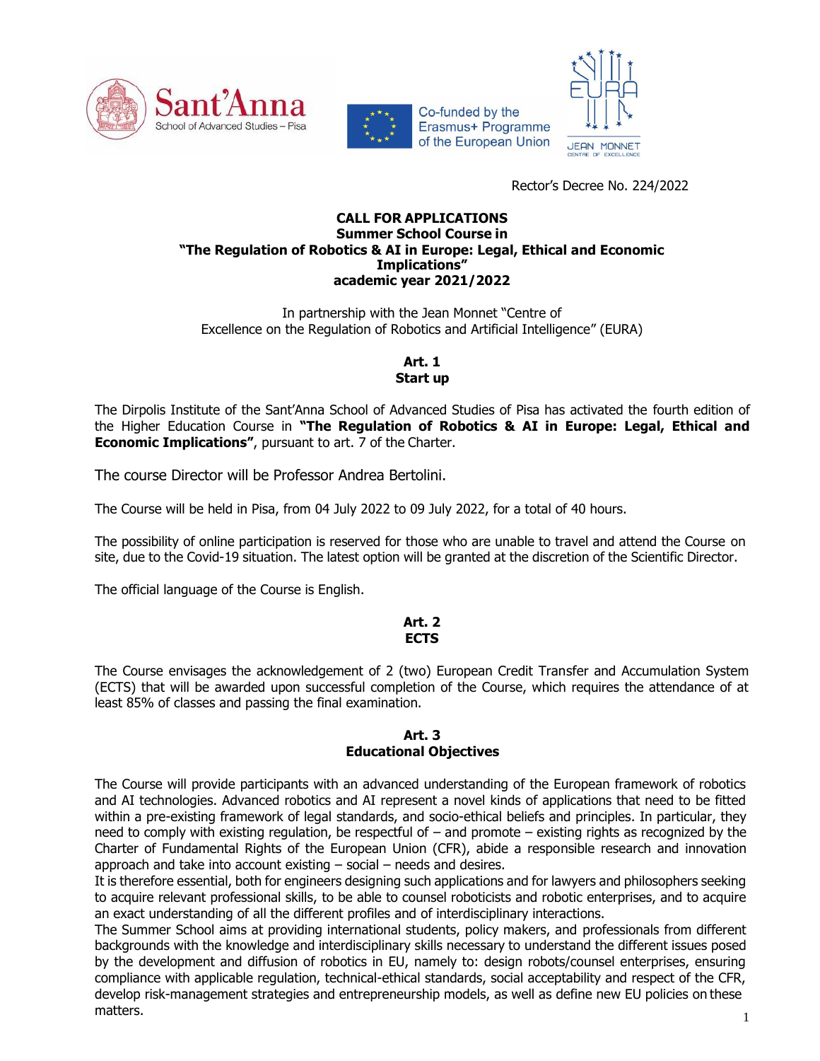Rector's Decree No. 224/2022

# CALL FOR APPLICATIONS
## Summer School Course in "The Regulation of Robotics & AI in Europe: Legal, Ethical and Economic Implications"
## academic year 2021/2022

In partnership with the Jean Monnet "Centre of Excellence on the Regulation of Robotics and Artificial Intelligence" (EURA)

### Art. 1
### Start up

The Dirpolis Institute of the Sant'Anna School of Advanced Studies of Pisa has activated the fourth edition of the Higher Education Course in **"The Regulation of Robotics & AI in Europe: Legal, Ethical and Economic Implications"**, pursuant to art. 7 of the Charter.

The course Director will be Professor Andrea Bertolini.

The Course will be held in Pisa, from 04 July 2022 to 09 July 2022, for a total of 40 hours.

The possibility of online participation is reserved for those who are unable to travel and attend the Course on site, due to the Covid-19 situation. The latest option will be granted at the discretion of the Scientific Director.

The official language of the Course is English.

### Art. 2
### ECTS

The Course envisages the acknowledgement of 2 (two) European Credit Transfer and Accumulation System (ECTS) that will be awarded upon successful completion of the Course, which requires the attendance of at least 85% of classes and passing the final examination.

### Art. 3
### Educational Objectives

The Course will provide participants with an advanced understanding of the European framework of robotics and AI technologies. Advanced robotics and AI represent a novel kinds of applications that need to be fitted within a pre-existing framework of legal standards, and socio-ethical beliefs and principles. In particular, they need to comply with existing regulation, be respectful of – and promote – existing rights as recognized by the Charter of Fundamental Rights of the European Union (CFR), abide a responsible research and innovation approach and take into account existing – social – needs and desires.
It is therefore essential, both for engineers designing such applications and for lawyers and philosophers seeking to acquire relevant professional skills, to be able to counsel roboticists and robotic enterprises, and to acquire an exact understanding of all the different profiles and of interdisciplinary interactions.
The Summer School aims at providing international students, policy makers, and professionals from different backgrounds with the knowledge and interdisciplinary skills necessary to understand the different issues posed by the development and diffusion of robotics in EU, namely to: design robots/counsel enterprises, ensuring compliance with applicable regulation, technical-ethical standards, social acceptability and respect of the CFR, develop risk-management strategies and entrepreneurship models, as well as define new EU policies on these matters.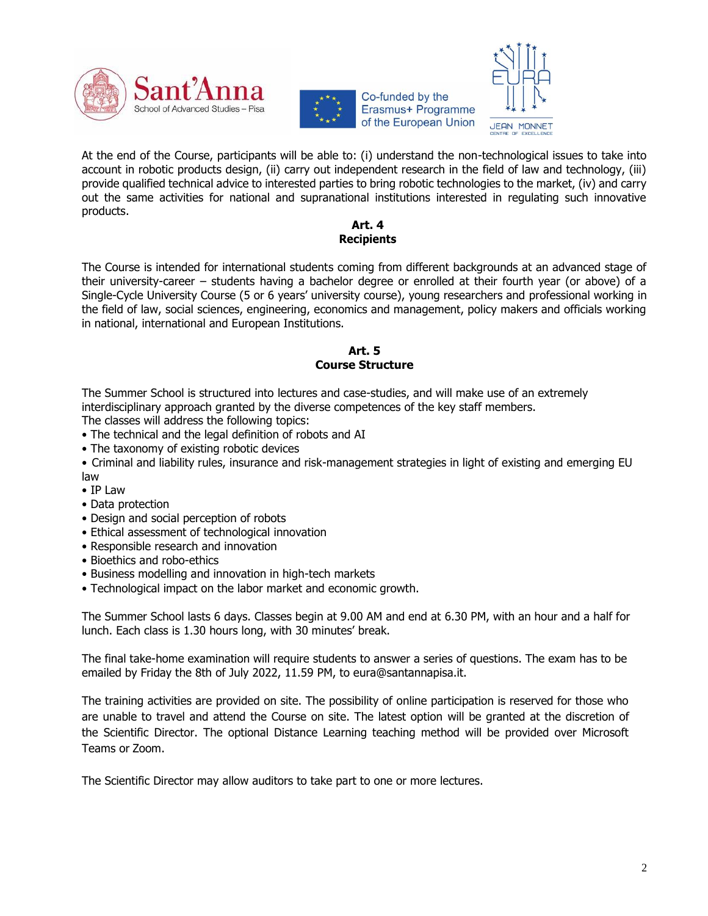At the end of the Course, participants will be able to: (i) understand the non-technological issues to take into account in robotic products design, (ii) carry out independent research in the field of law and technology, (iii) provide qualified technical advice to interested parties to bring robotic technologies to the market, (iv) and carry out the same activities for national and supranational institutions interested in regulating such innovative products.

## Art. 4
## Recipients

The Course is intended for international students coming from different backgrounds at an advanced stage of their university-career – students having a bachelor degree or enrolled at their fourth year (or above) of a Single-Cycle University Course (5 or 6 years' university course), young researchers and professional working in the field of law, social sciences, engineering, economics and management, policy makers and officials working in national, international and European Institutions.

## Art. 5
## Course Structure

The Summer School is structured into lectures and case-studies, and will make use of an extremely interdisciplinary approach granted by the diverse competences of the key staff members.
The classes will address the following topics:

- The technical and the legal definition of robots and AI
- The taxonomy of existing robotic devices
- Criminal and liability rules, insurance and risk-management strategies in light of existing and emerging EU law
- IP Law
- Data protection
- Design and social perception of robots
- Ethical assessment of technological innovation
- Responsible research and innovation
- Bioethics and robo-ethics
- Business modelling and innovation in high-tech markets
- Technological impact on the labor market and economic growth.

The Summer School lasts 6 days. Classes begin at 9.00 AM and end at 6.30 PM, with an hour and a half for lunch. Each class is 1.30 hours long, with 30 minutes' break.

The final take-home examination will require students to answer a series of questions. The exam has to be emailed by Friday the 8th of July 2022, 11.59 PM, to eura@santannapisa.it.

The training activities are provided on site. The possibility of online participation is reserved for those who are unable to travel and attend the Course on site. The latest option will be granted at the discretion of the Scientific Director. The optional Distance Learning teaching method will be provided over Microsoft Teams or Zoom.

The Scientific Director may allow auditors to take part to one or more lectures.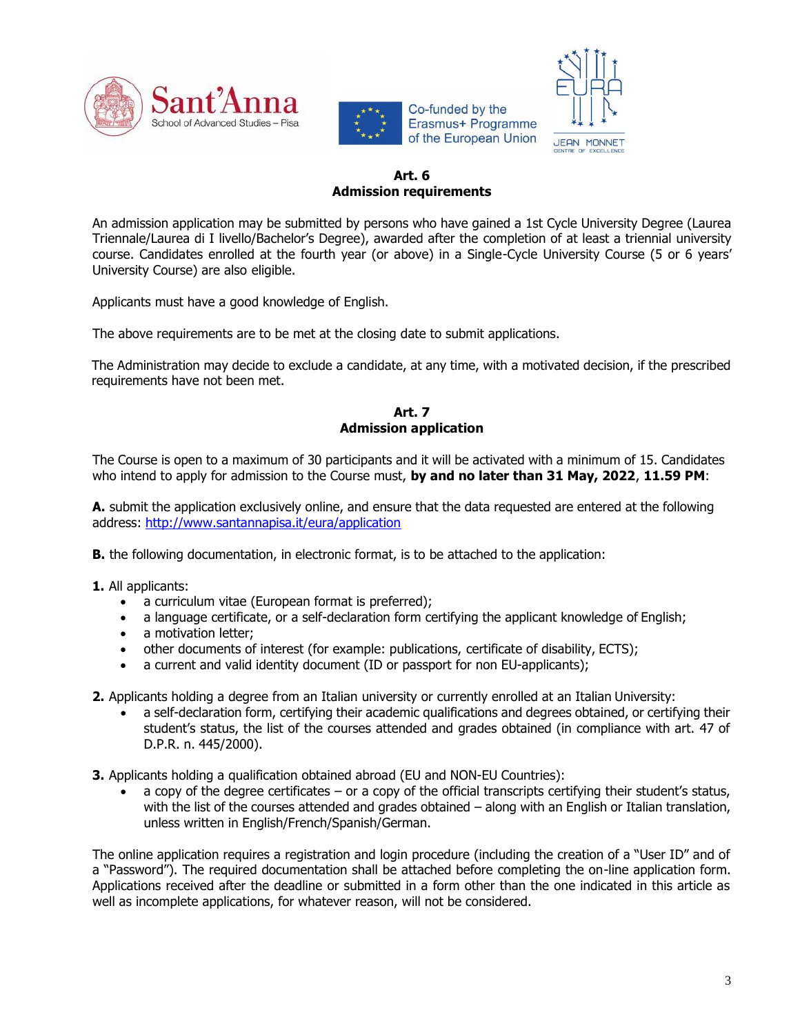## Art. 6
## Admission requirements

An admission application may be submitted by persons who have gained a 1st Cycle University Degree (Laurea Triennale/Laurea di I livello/Bachelor's Degree), awarded after the completion of at least a triennial university course. Candidates enrolled at the fourth year (or above) in a Single-Cycle University Course (5 or 6 years' University Course) are also eligible.

Applicants must have a good knowledge of English.

The above requirements are to be met at the closing date to submit applications.

The Administration may decide to exclude a candidate, at any time, with a motivated decision, if the prescribed requirements have not been met.

## Art. 7
## Admission application

The Course is open to a maximum of 30 participants and it will be activated with a minimum of 15. Candidates who intend to apply for admission to the Course must, **by and no later than 31 May, 2022**, **11.59 PM**:

**A.** submit the application exclusively online, and ensure that the data requested are entered at the following address: http://www.santannapisa.it/eura/application

**B.** the following documentation, in electronic format, is to be attached to the application:

**1.** All applicants:

- a curriculum vitae (European format is preferred);
- a language certificate, or a self-declaration form certifying the applicant knowledge of English;
- a motivation letter;
- other documents of interest (for example: publications, certificate of disability, ECTS);
- a current and valid identity document (ID or passport for non EU-applicants);

**2.** Applicants holding a degree from an Italian university or currently enrolled at an Italian University:

- a self-declaration form, certifying their academic qualifications and degrees obtained, or certifying their student's status, the list of the courses attended and grades obtained (in compliance with art. 47 of D.P.R. n. 445/2000).

**3.** Applicants holding a qualification obtained abroad (EU and NON-EU Countries):

- a copy of the degree certificates – or a copy of the official transcripts certifying their student's status, with the list of the courses attended and grades obtained – along with an English or Italian translation, unless written in English/French/Spanish/German.

The online application requires a registration and login procedure (including the creation of a "User ID" and of a "Password"). The required documentation shall be attached before completing the on-line application form. Applications received after the deadline or submitted in a form other than the one indicated in this article as well as incomplete applications, for whatever reason, will not be considered.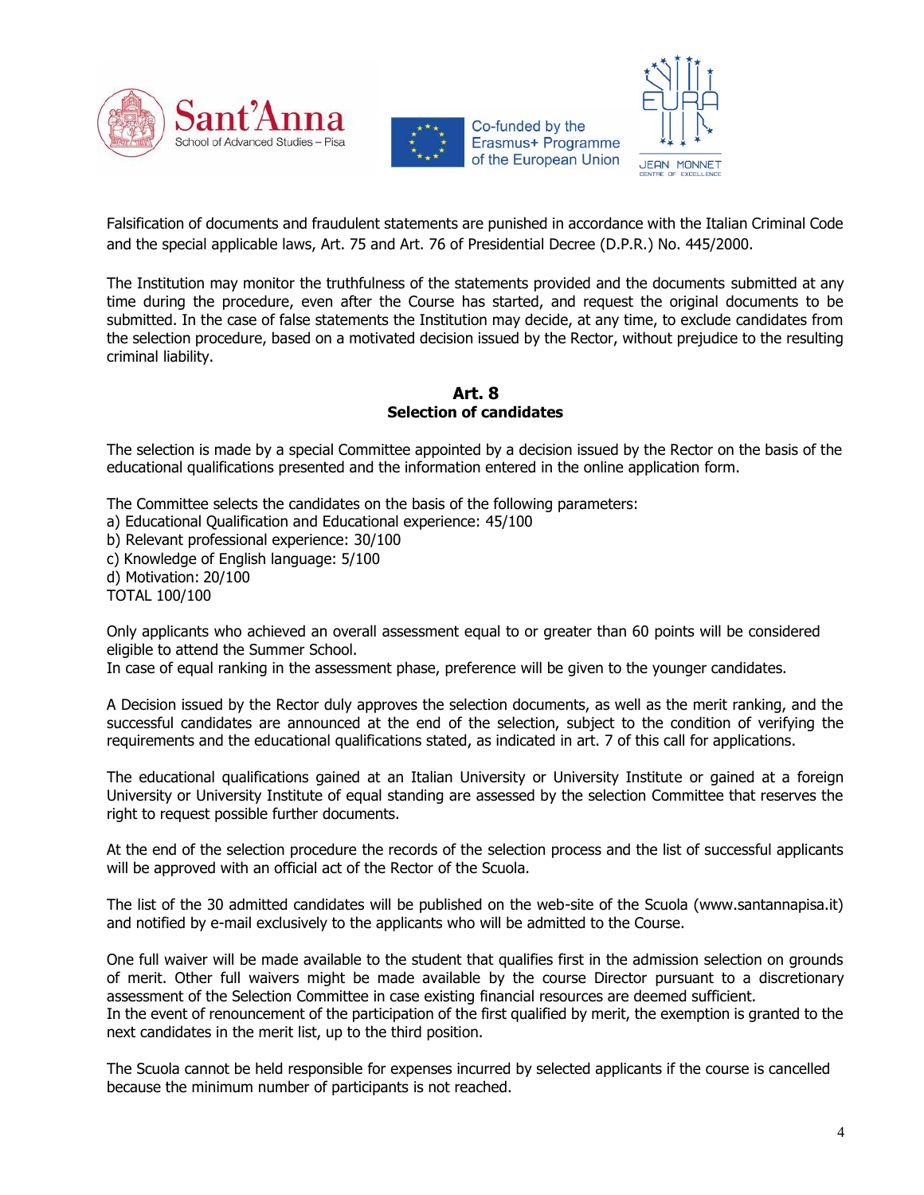Falsification of documents and fraudulent statements are punished in accordance with the Italian Criminal Code and the special applicable laws, Art. 75 and Art. 76 of Presidential Decree (D.P.R.) No. 445/2000.

The Institution may monitor the truthfulness of the statements provided and the documents submitted at any time during the procedure, even after the Course has started, and request the original documents to be submitted. In the case of false statements the Institution may decide, at any time, to exclude candidates from the selection procedure, based on a motivated decision issued by the Rector, without prejudice to the resulting criminal liability.

## Art. 8
## Selection of candidates

The selection is made by a special Committee appointed by a decision issued by the Rector on the basis of the educational qualifications presented and the information entered in the online application form.

The Committee selects the candidates on the basis of the following parameters:
a) Educational Qualification and Educational experience: 45/100
b) Relevant professional experience: 30/100
c) Knowledge of English language: 5/100
d) Motivation: 20/100
TOTAL 100/100

Only applicants who achieved an overall assessment equal to or greater than 60 points will be considered eligible to attend the Summer School.
In case of equal ranking in the assessment phase, preference will be given to the younger candidates.

A Decision issued by the Rector duly approves the selection documents, as well as the merit ranking, and the successful candidates are announced at the end of the selection, subject to the condition of verifying the requirements and the educational qualifications stated, as indicated in art. 7 of this call for applications.

The educational qualifications gained at an Italian University or University Institute or gained at a foreign University or University Institute of equal standing are assessed by the selection Committee that reserves the right to request possible further documents.

At the end of the selection procedure the records of the selection process and the list of successful applicants will be approved with an official act of the Rector of the Scuola.

The list of the 30 admitted candidates will be published on the web-site of the Scuola (www.santannapisa.it) and notified by e-mail exclusively to the applicants who will be admitted to the Course.

One full waiver will be made available to the student that qualifies first in the admission selection on grounds of merit. Other full waivers might be made available by the course Director pursuant to a discretionary assessment of the Selection Committee in case existing financial resources are deemed sufficient.
In the event of renouncement of the participation of the first qualified by merit, the exemption is granted to the next candidates in the merit list, up to the third position.

The Scuola cannot be held responsible for expenses incurred by selected applicants if the course is cancelled because the minimum number of participants is not reached.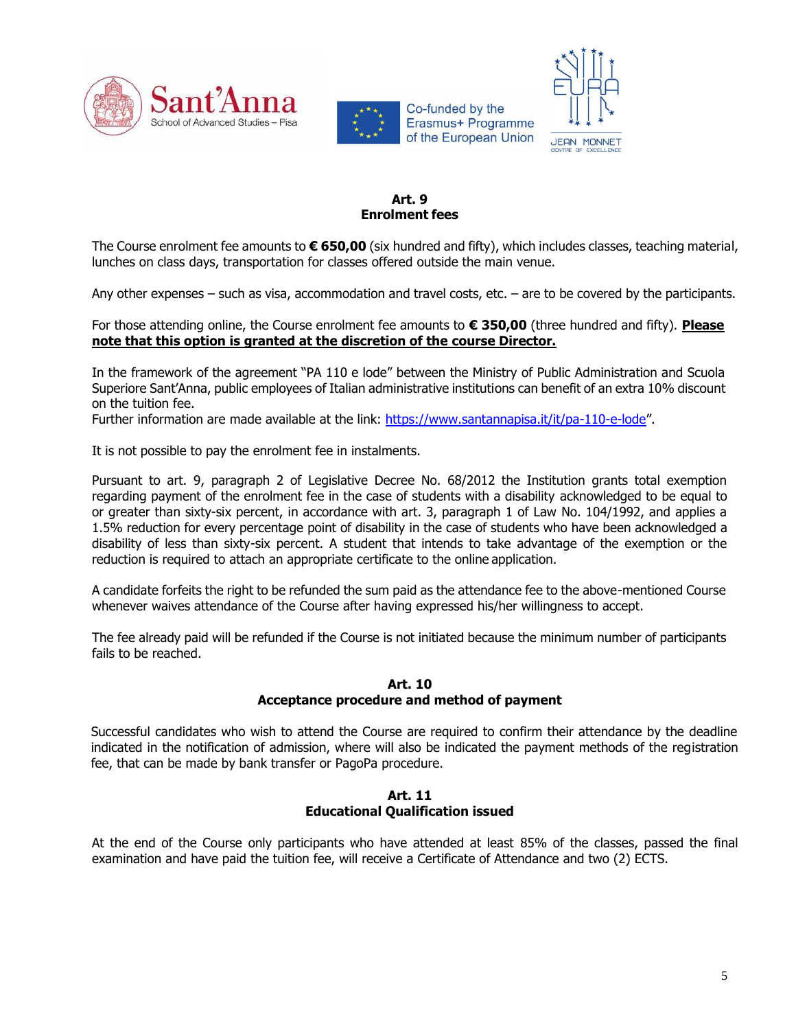## Art. 9
## Enrolment fees

The Course enrolment fee amounts to **€ 650,00** (six hundred and fifty), which includes classes, teaching material, lunches on class days, transportation for classes offered outside the main venue.

Any other expenses – such as visa, accommodation and travel costs, etc. – are to be covered by the participants.

For those attending online, the Course enrolment fee amounts to **€ 350,00** (three hundred and fifty). **Please note that this option is granted at the discretion of the course Director.**

In the framework of the agreement "PA 110 e lode" between the Ministry of Public Administration and Scuola Superiore Sant'Anna, public employees of Italian administrative institutions can benefit of an extra 10% discount on the tuition fee.
Further information are made available at the link: https://www.santannapisa.it/it/pa-110-e-lode".

It is not possible to pay the enrolment fee in instalments.

Pursuant to art. 9, paragraph 2 of Legislative Decree No. 68/2012 the Institution grants total exemption regarding payment of the enrolment fee in the case of students with a disability acknowledged to be equal to or greater than sixty-six percent, in accordance with art. 3, paragraph 1 of Law No. 104/1992, and applies a 1.5% reduction for every percentage point of disability in the case of students who have been acknowledged a disability of less than sixty-six percent. A student that intends to take advantage of the exemption or the reduction is required to attach an appropriate certificate to the online application.

A candidate forfeits the right to be refunded the sum paid as the attendance fee to the above-mentioned Course whenever waives attendance of the Course after having expressed his/her willingness to accept.

The fee already paid will be refunded if the Course is not initiated because the minimum number of participants fails to be reached.

## Art. 10
## Acceptance procedure and method of payment

Successful candidates who wish to attend the Course are required to confirm their attendance by the deadline indicated in the notification of admission, where will also be indicated the payment methods of the registration fee, that can be made by bank transfer or PagoPa procedure.

## Art. 11
## Educational Qualification issued

At the end of the Course only participants who have attended at least 85% of the classes, passed the final examination and have paid the tuition fee, will receive a Certificate of Attendance and two (2) ECTS.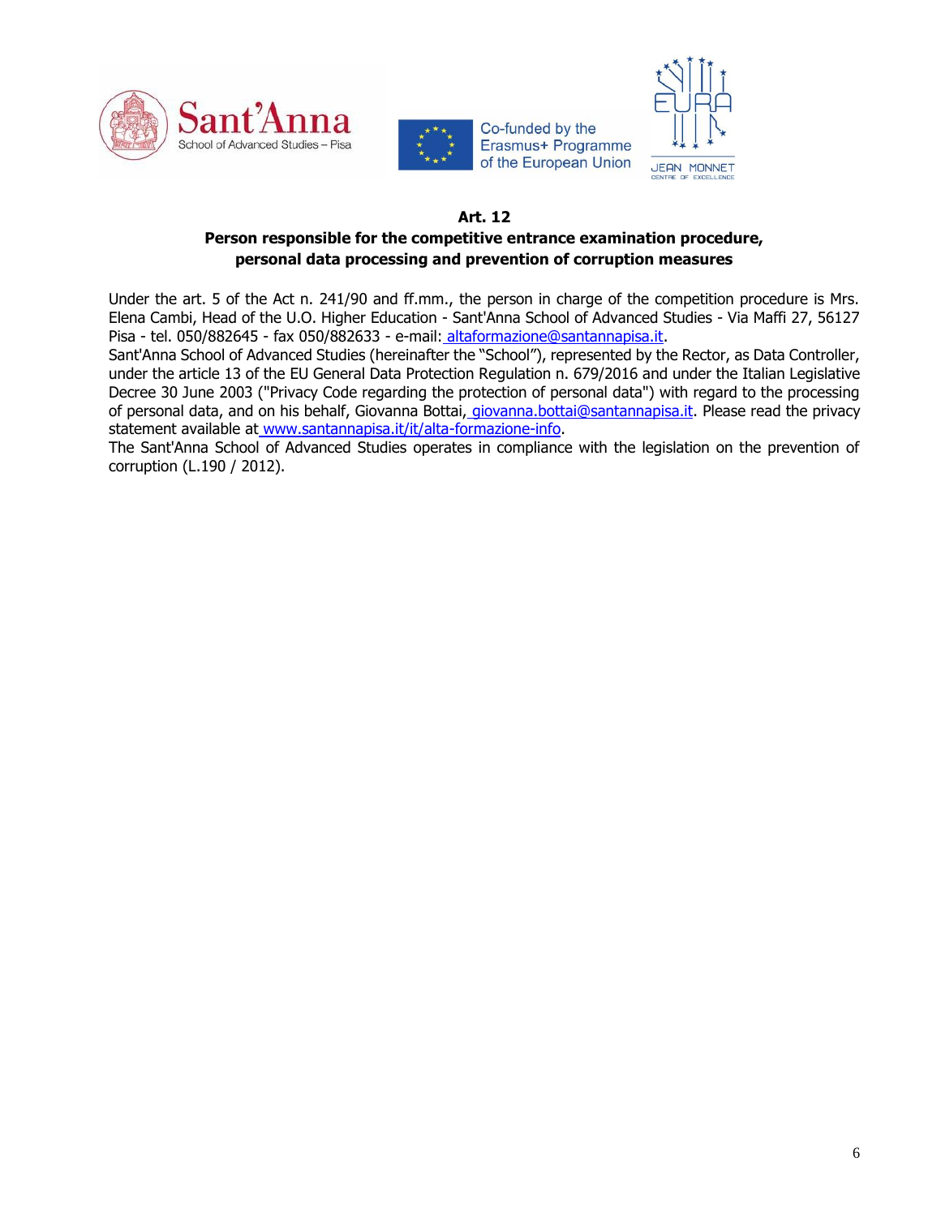## Art. 12

### Person responsible for the competitive entrance examination procedure, personal data processing and prevention of corruption measures

Under the art. 5 of the Act n. 241/90 and ff.mm., the person in charge of the competition procedure is Mrs. Elena Cambi, Head of the U.O. Higher Education - Sant'Anna School of Advanced Studies - Via Maffi 27, 56127 Pisa - tel. 050/882645 - fax 050/882633 - e-mail: altaformazione@santannapisa.it.

Sant'Anna School of Advanced Studies (hereinafter the "School"), represented by the Rector, as Data Controller, under the article 13 of the EU General Data Protection Regulation n. 679/2016 and under the Italian Legislative Decree 30 June 2003 ("Privacy Code regarding the protection of personal data") with regard to the processing of personal data, and on his behalf, Giovanna Bottai, giovanna.bottai@santannapisa.it. Please read the privacy statement available at www.santannapisa.it/it/alta-formazione-info.

The Sant'Anna School of Advanced Studies operates in compliance with the legislation on the prevention of corruption (L.190 / 2012).